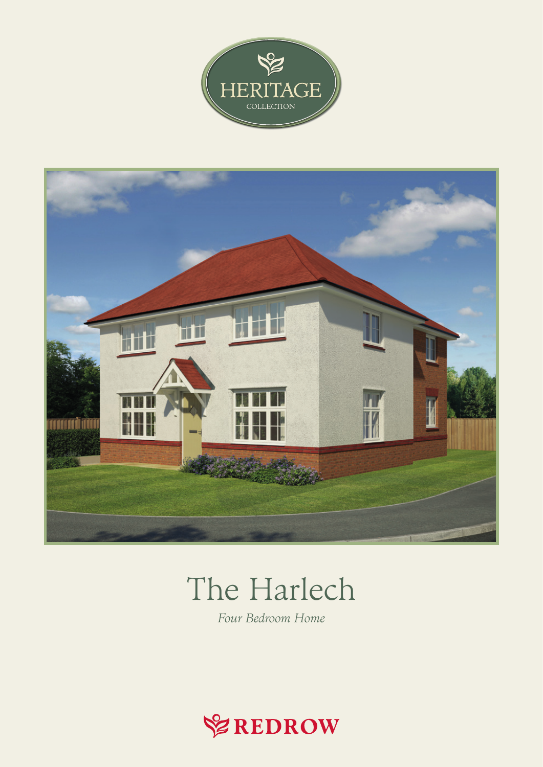HERITAGE

COLLECTION

# The Harlech

*Four Bedroom Home*

REDROW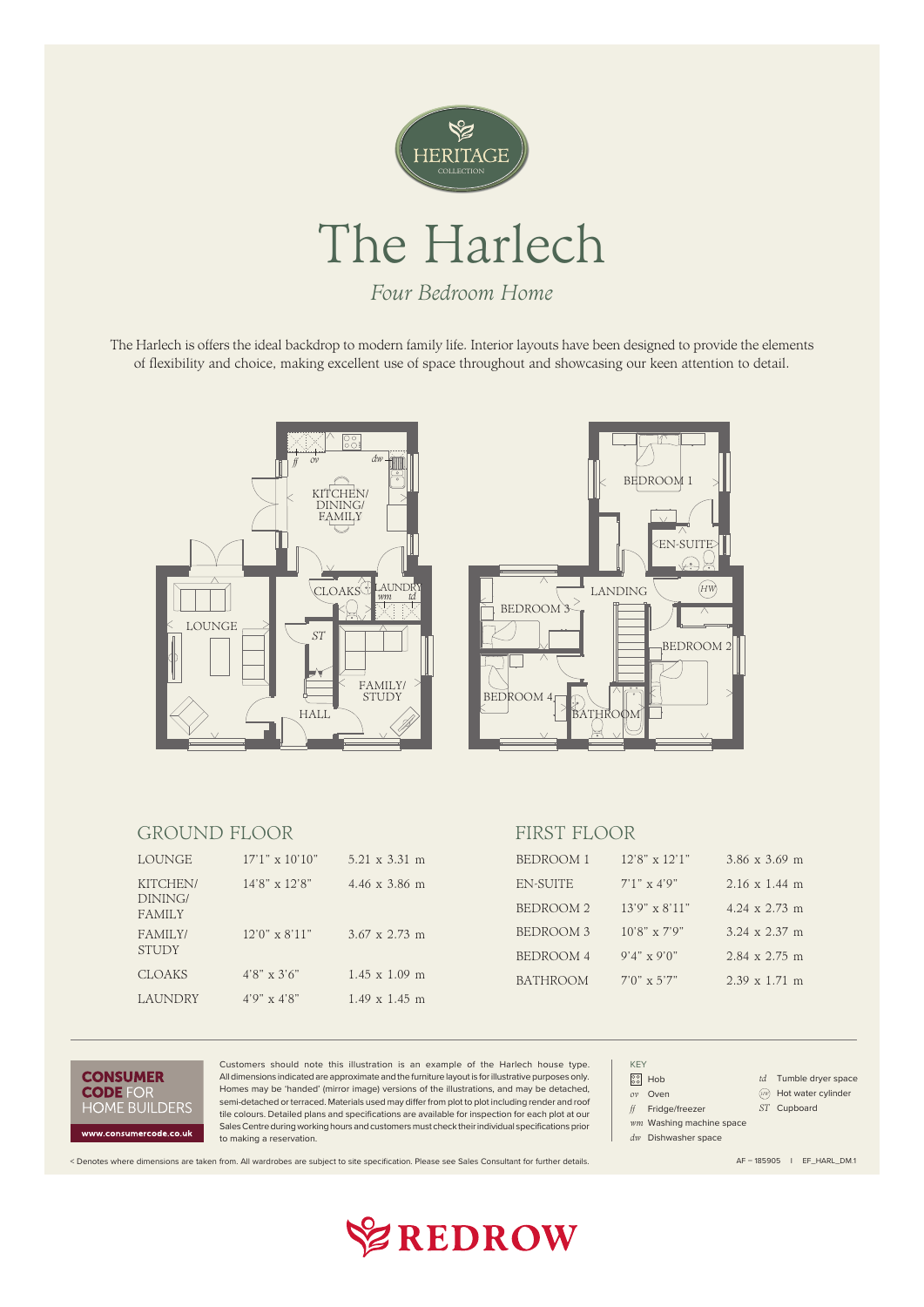HERITAGE
COLLECTION

# The Harlech

*Four Bedroom Home*

The Harlech is offers the ideal backdrop to modern family life. Interior layouts have been designed to provide the elements of flexibility and choice, making excellent use of space throughout and showcasing our keen attention to detail.

KITCHEN/ DINING/ FAMILY
CLOAKS
LAUNDRY
LOUNGE
ST
FAMILY/ STUDY
HALL
ff ov dw wm td

BEDROOM 1
EN-SUITE
LANDING
HW
BEDROOM 3
BEDROOM 2
BEDROOM 4
BATHROOM

## GROUND FLOOR

| | | |
|---|---|---|
| LOUNGE | 17'1" x 10'10" | 5.21 x 3.31 m |
| KITCHEN/ DINING/ FAMILY | 14'8" x 12'8" | 4.46 x 3.86 m |
| FAMILY/ STUDY | 12'0" x 8'11" | 3.67 x 2.73 m |
| CLOAKS | 4'8" x 3'6" | 1.45 x 1.09 m |
| LAUNDRY | 4'9" x 4'8" | 1.49 x 1.45 m |

## FIRST FLOOR

| | | |
|---|---|---|
| BEDROOM 1 | 12'8" x 12'1" | 3.86 x 3.69 m |
| EN-SUITE | 7'1" x 4'9" | 2.16 x 1.44 m |
| BEDROOM 2 | 13'9" x 8'11" | 4.24 x 2.73 m |
| BEDROOM 3 | 10'8" x 7'9" | 3.24 x 2.37 m |
| BEDROOM 4 | 9'4" x 9'0" | 2.84 x 2.75 m |
| BATHROOM | 7'0" x 5'7" | 2.39 x 1.71 m |

**CONSUMER CODE** FOR HOME BUILDERS
www.consumercode.co.uk

Customers should note this illustration is an example of the Harlech house type. All dimensions indicated are approximate and the furniture layout is for illustrative purposes only. Homes may be 'handed' (mirror image) versions of the illustrations, and may be detached, semi-detached or terraced. Materials used may differ from plot to plot including render and roof tile colours. Detailed plans and specifications are available for inspection for each plot at our Sales Centre during working hours and customers must check their individual specifications prior to making a reservation.

KEY

- Hob
- *ov* Oven
- *ff* Fridge/freezer
- *wm* Washing machine space
- *dw* Dishwasher space
- *td* Tumble dryer space
- *HW* Hot water cylinder
- *ST* Cupboard

< Denotes where dimensions are taken from. All wardrobes are subject to site specification. Please see Sales Consultant for further details.

AF – 185905 | EF_HARL_DM.1

REDROW